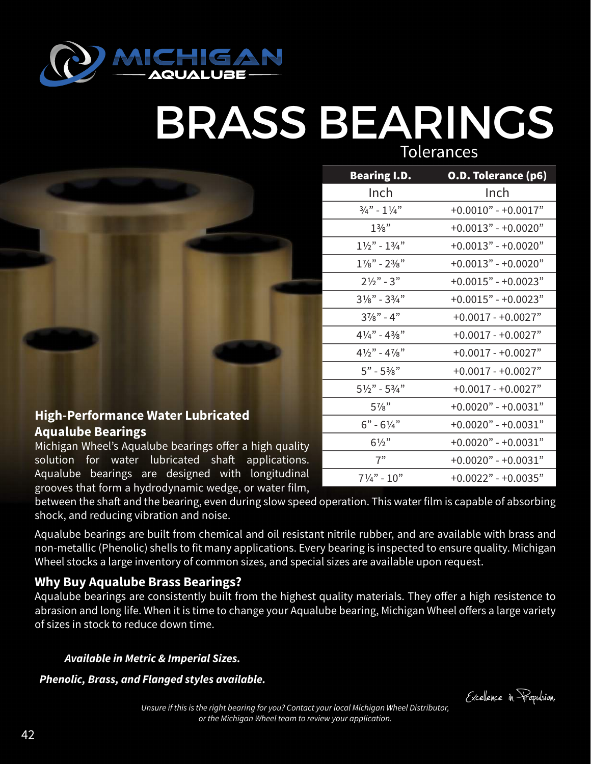# BRASS BEARINGS

## Tolerances

| Bearing I.D. | O.D. Tolerance (p6) |
|---|---|
| Inch | Inch |
| ¾" - 1¼" | +0.0010" - +0.0017" |
| 1⅜" | +0.0013" - +0.0020" |
| 1½" - 1¾" | +0.0013" - +0.0020" |
| 1⅞" - 2⅜" | +0.0013" - +0.0020" |
| 2½" - 3" | +0.0015" - +0.0023" |
| 3⅛" - 3¾" | +0.0015" - +0.0023" |
| 3⅞" - 4" | +0.0017 - +0.0027" |
| 4¼" - 4⅜" | +0.0017 - +0.0027" |
| 4½" - 4⅞" | +0.0017 - +0.0027" |
| 5" - 5⅜" | +0.0017 - +0.0027" |
| 5½" - 5¾" | +0.0017 - +0.0027" |
| 5⅞" | +0.0020" - +0.0031" |
| 6" - 6¼" | +0.0020" - +0.0031" |
| 6½" | +0.0020" - +0.0031" |
| 7" | +0.0020" - +0.0031" |
| 7¼" - 10" | +0.0022" - +0.0035" |

### High-Performance Water Lubricated Aqualube Bearings

Michigan Wheel's Aqualube bearings offer a high quality solution for water lubricated shaft applications. Aqualube bearings are designed with longitudinal grooves that form a hydrodynamic wedge, or water film, between the shaft and the bearing, even during slow speed operation. This water film is capable of absorbing shock, and reducing vibration and noise.

Aqualube bearings are built from chemical and oil resistant nitrile rubber, and are available with brass and non-metallic (Phenolic) shells to fit many applications. Every bearing is inspected to ensure quality. Michigan Wheel stocks a large inventory of common sizes, and special sizes are available upon request.

### Why Buy Aqualube Brass Bearings?

Aqualube bearings are consistently built from the highest quality materials. They offer a high resistence to abrasion and long life. When it is time to change your Aqualube bearing, Michigan Wheel offers a large variety of sizes in stock to reduce down time.

***Available in Metric & Imperial Sizes.***

***Phenolic, Brass, and Flanged styles available.***

*Unsure if this is the right bearing for you? Contact your local Michigan Wheel Distributor, or the Michigan Wheel team to review your application.*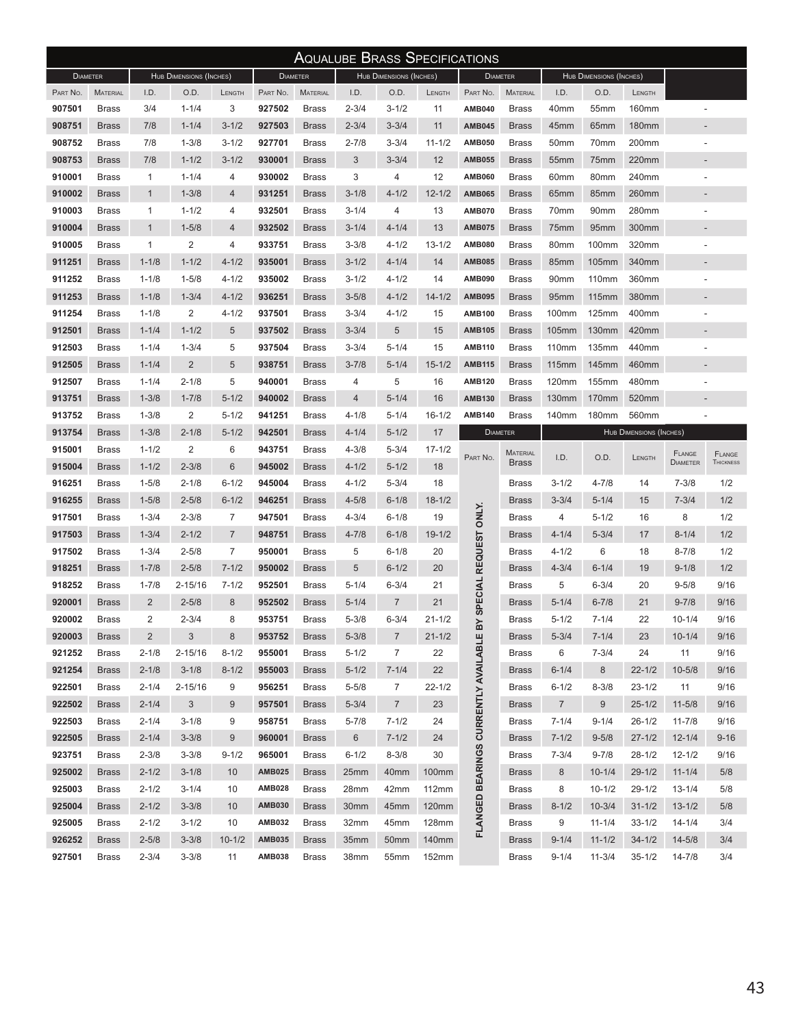# Aqualube Brass Specifications

| Diameter | | Hub Dimensions (Inches) | | | Diameter | | Hub Dimensions (Inches) | | | Diameter | | Hub Dimensions (Inches) | | | | |
|---|---|---|---|---|---|---|---|---|---|---|---|---|---|---|---|---|
| Part No. | Material | I.D. | O.D. | Length | Part No. | Material | I.D. | O.D. | Length | Part No. | Material | I.D. | O.D. | Length | | |
| **907501** | Brass | 3/4 | 1-1/4 | 3 | **927502** | Brass | 2-3/4 | 3-1/2 | 11 | **AMB040** | Brass | 40mm | 55mm | 160mm | - | |
| **908751** | Brass | 7/8 | 1-1/4 | 3-1/2 | **927503** | Brass | 2-3/4 | 3-3/4 | 11 | **AMB045** | Brass | 45mm | 65mm | 180mm | - | |
| **908752** | Brass | 7/8 | 1-3/8 | 3-1/2 | **927701** | Brass | 2-7/8 | 3-3/4 | 11-1/2 | **AMB050** | Brass | 50mm | 70mm | 200mm | - | |
| **908753** | Brass | 7/8 | 1-1/2 | 3-1/2 | **930001** | Brass | 3 | 3-3/4 | 12 | **AMB055** | Brass | 55mm | 75mm | 220mm | - | |
| **910001** | Brass | 1 | 1-1/4 | 4 | **930002** | Brass | 3 | 4 | 12 | **AMB060** | Brass | 60mm | 80mm | 240mm | - | |
| **910002** | Brass | 1 | 1-3/8 | 4 | **931251** | Brass | 3-1/8 | 4-1/2 | 12-1/2 | **AMB065** | Brass | 65mm | 85mm | 260mm | - | |
| **910003** | Brass | 1 | 1-1/2 | 4 | **932501** | Brass | 3-1/4 | 4 | 13 | **AMB070** | Brass | 70mm | 90mm | 280mm | - | |
| **910004** | Brass | 1 | 1-5/8 | 4 | **932502** | Brass | 3-1/4 | 4-1/4 | 13 | **AMB075** | Brass | 75mm | 95mm | 300mm | - | |
| **910005** | Brass | 1 | 2 | 4 | **933751** | Brass | 3-3/8 | 4-1/2 | 13-1/2 | **AMB080** | Brass | 80mm | 100mm | 320mm | - | |
| **911251** | Brass | 1-1/8 | 1-1/2 | 4-1/2 | **935001** | Brass | 3-1/2 | 4-1/4 | 14 | **AMB085** | Brass | 85mm | 105mm | 340mm | - | |
| **911252** | Brass | 1-1/8 | 1-5/8 | 4-1/2 | **935002** | Brass | 3-1/2 | 4-1/2 | 14 | **AMB090** | Brass | 90mm | 110mm | 360mm | - | |
| **911253** | Brass | 1-1/8 | 1-3/4 | 4-1/2 | **936251** | Brass | 3-5/8 | 4-1/2 | 14-1/2 | **AMB095** | Brass | 95mm | 115mm | 380mm | - | |
| **911254** | Brass | 1-1/8 | 2 | 4-1/2 | **937501** | Brass | 3-3/4 | 4-1/2 | 15 | **AMB100** | Brass | 100mm | 125mm | 400mm | - | |
| **912501** | Brass | 1-1/4 | 1-1/2 | 5 | **937502** | Brass | 3-3/4 | 5 | 15 | **AMB105** | Brass | 105mm | 130mm | 420mm | - | |
| **912503** | Brass | 1-1/4 | 1-3/4 | 5 | **937504** | Brass | 3-3/4 | 5-1/4 | 15 | **AMB110** | Brass | 110mm | 135mm | 440mm | - | |
| **912505** | Brass | 1-1/4 | 2 | 5 | **938751** | Brass | 3-7/8 | 5-1/4 | 15-1/2 | **AMB115** | Brass | 115mm | 145mm | 460mm | - | |
| **912507** | Brass | 1-1/4 | 2-1/8 | 5 | **940001** | Brass | 4 | 5 | 16 | **AMB120** | Brass | 120mm | 155mm | 480mm | - | |
| **913751** | Brass | 1-3/8 | 1-7/8 | 5-1/2 | **940002** | Brass | 4 | 5-1/4 | 16 | **AMB130** | Brass | 130mm | 170mm | 520mm | - | |
| **913752** | Brass | 1-3/8 | 2 | 5-1/2 | **941251** | Brass | 4-1/8 | 5-1/4 | 16-1/2 | **AMB140** | Brass | 140mm | 180mm | 560mm | - | |
| **913754** | Brass | 1-3/8 | 2-1/8 | 5-1/2 | **942501** | Brass | 4-1/4 | 5-1/2 | 17 | Diameter | | Hub Dimensions (Inches) | | | | |
| **915001** | Brass | 1-1/2 | 2 | 6 | **943751** | Brass | 4-3/8 | 5-3/4 | 17-1/2 | Part No. | Material | I.D. | O.D. | Length | Flange Diameter | Flange Thickness |
| **915004** | Brass | 1-1/2 | 2-3/8 | 6 | **945002** | Brass | 4-1/2 | 5-1/2 | 18 | | | | | | | |
| **916251** | Brass | 1-5/8 | 2-1/8 | 6-1/2 | **945004** | Brass | 4-1/2 | 5-3/4 | 18 | FLANGED BEARINGS CURRENTLY AVAILABLE BY SPECIAL REQUEST ONLY. | Brass | 3-1/2 | 4-7/8 | 14 | 7-3/8 | 1/2 |
| **916255** | Brass | 1-5/8 | 2-5/8 | 6-1/2 | **946251** | Brass | 4-5/8 | 6-1/8 | 18-1/2 | | Brass | 3-3/4 | 5-1/4 | 15 | 7-3/4 | 1/2 |
| **917501** | Brass | 1-3/4 | 2-3/8 | 7 | **947501** | Brass | 4-3/4 | 6-1/8 | 19 | | Brass | 4 | 5-1/2 | 16 | 8 | 1/2 |
| **917503** | Brass | 1-3/4 | 2-1/2 | 7 | **948751** | Brass | 4-7/8 | 6-1/8 | 19-1/2 | | Brass | 4-1/4 | 5-3/4 | 17 | 8-1/4 | 1/2 |
| **917502** | Brass | 1-3/4 | 2-5/8 | 7 | **950001** | Brass | 5 | 6-1/8 | 20 | | Brass | 4-1/2 | 6 | 18 | 8-7/8 | 1/2 |
| **918251** | Brass | 1-7/8 | 2-5/8 | 7-1/2 | **950002** | Brass | 5 | 6-1/2 | 20 | | Brass | 4-3/4 | 6-1/4 | 19 | 9-1/8 | 1/2 |
| **918252** | Brass | 1-7/8 | 2-15/16 | 7-1/2 | **952501** | Brass | 5-1/4 | 6-3/4 | 21 | | Brass | 5 | 6-3/4 | 20 | 9-5/8 | 9/16 |
| **920001** | Brass | 2 | 2-5/8 | 8 | **952502** | Brass | 5-1/4 | 7 | 21 | | Brass | 5-1/4 | 6-7/8 | 21 | 9-7/8 | 9/16 |
| **920002** | Brass | 2 | 2-3/4 | 8 | **953751** | Brass | 5-3/8 | 6-3/4 | 21-1/2 | | Brass | 5-1/2 | 7-1/4 | 22 | 10-1/4 | 9/16 |
| **920003** | Brass | 2 | 3 | 8 | **953752** | Brass | 5-3/8 | 7 | 21-1/2 | | Brass | 5-3/4 | 7-1/4 | 23 | 10-1/4 | 9/16 |
| **921252** | Brass | 2-1/8 | 2-15/16 | 8-1/2 | **955001** | Brass | 5-1/2 | 7 | 22 | | Brass | 6 | 7-3/4 | 24 | 11 | 9/16 |
| **921254** | Brass | 2-1/8 | 3-1/8 | 8-1/2 | **955003** | Brass | 5-1/2 | 7-1/4 | 22 | | Brass | 6-1/4 | 8 | 22-1/2 | 10-5/8 | 9/16 |
| **922501** | Brass | 2-1/4 | 2-15/16 | 9 | **956251** | Brass | 5-5/8 | 7 | 22-1/2 | | Brass | 6-1/2 | 8-3/8 | 23-1/2 | 11 | 9/16 |
| **922502** | Brass | 2-1/4 | 3 | 9 | **957501** | Brass | 5-3/4 | 7 | 23 | | Brass | 7 | 9 | 25-1/2 | 11-5/8 | 9/16 |
| **922503** | Brass | 2-1/4 | 3-1/8 | 9 | **958751** | Brass | 5-7/8 | 7-1/2 | 24 | | Brass | 7-1/4 | 9-1/4 | 26-1/2 | 11-7/8 | 9/16 |
| **922505** | Brass | 2-1/4 | 3-3/8 | 9 | **960001** | Brass | 6 | 7-1/2 | 24 | | Brass | 7-1/2 | 9-5/8 | 27-1/2 | 12-1/4 | 9-16 |
| **923751** | Brass | 2-3/8 | 3-3/8 | 9-1/2 | **965001** | Brass | 6-1/2 | 8-3/8 | 30 | | Brass | 7-3/4 | 9-7/8 | 28-1/2 | 12-1/2 | 9/16 |
| **925002** | Brass | 2-1/2 | 3-1/8 | 10 | **AMB025** | Brass | 25mm | 40mm | 100mm | | Brass | 8 | 10-1/4 | 29-1/2 | 11-1/4 | 5/8 |
| **925003** | Brass | 2-1/2 | 3-1/4 | 10 | **AMB028** | Brass | 28mm | 42mm | 112mm | | Brass | 8 | 10-1/2 | 29-1/2 | 13-1/4 | 5/8 |
| **925004** | Brass | 2-1/2 | 3-3/8 | 10 | **AMB030** | Brass | 30mm | 45mm | 120mm | | Brass | 8-1/2 | 10-3/4 | 31-1/2 | 13-1/2 | 5/8 |
| **925005** | Brass | 2-1/2 | 3-1/2 | 10 | **AMB032** | Brass | 32mm | 45mm | 128mm | | Brass | 9 | 11-1/4 | 33-1/2 | 14-1/4 | 3/4 |
| **926252** | Brass | 2-5/8 | 3-3/8 | 10-1/2 | **AMB035** | Brass | 35mm | 50mm | 140mm | | Brass | 9-1/4 | 11-1/2 | 34-1/2 | 14-5/8 | 3/4 |
| **927501** | Brass | 2-3/4 | 3-3/8 | 11 | **AMB038** | Brass | 38mm | 55mm | 152mm | | Brass | 9-1/4 | 11-3/4 | 35-1/2 | 14-7/8 | 3/4 |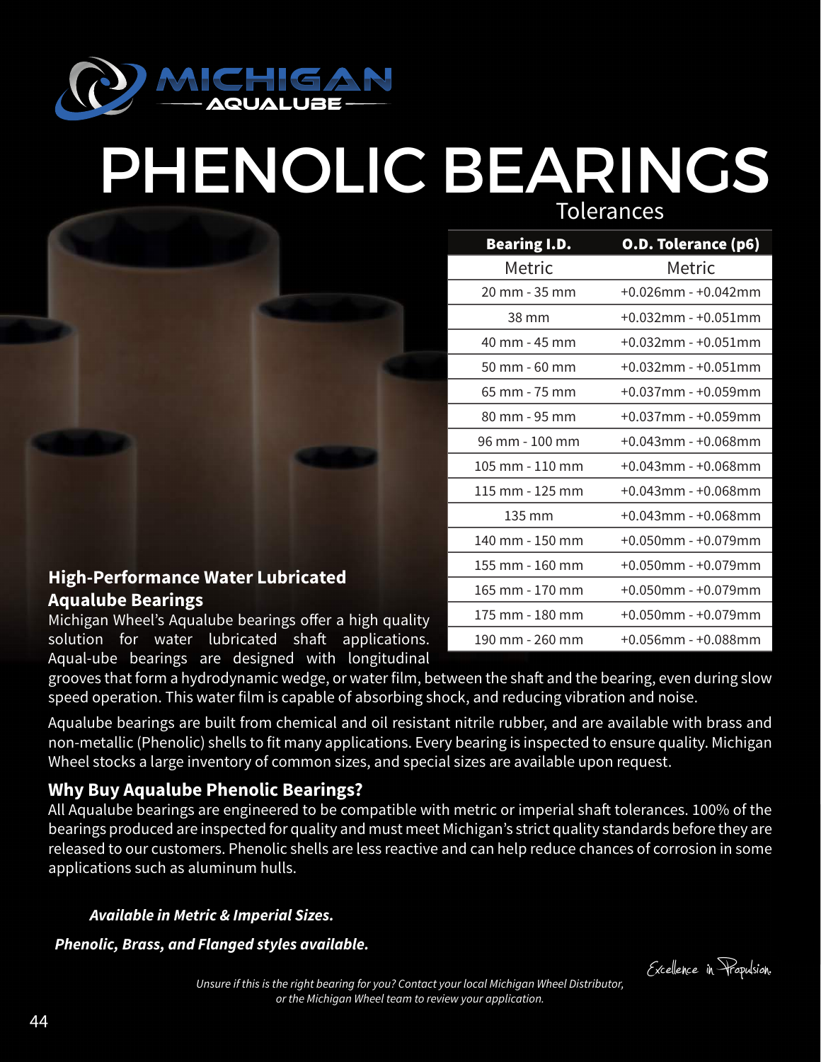MICHIGAN AQUALUBE

# PHENOLIC BEARINGS

## Tolerances

| Bearing I.D. | O.D. Tolerance (p6) |
|---|---|
| Metric | Metric |
| 20 mm - 35 mm | +0.026mm - +0.042mm |
| 38 mm | +0.032mm - +0.051mm |
| 40 mm - 45 mm | +0.032mm - +0.051mm |
| 50 mm - 60 mm | +0.032mm - +0.051mm |
| 65 mm - 75 mm | +0.037mm - +0.059mm |
| 80 mm - 95 mm | +0.037mm - +0.059mm |
| 96 mm - 100 mm | +0.043mm - +0.068mm |
| 105 mm - 110 mm | +0.043mm - +0.068mm |
| 115 mm - 125 mm | +0.043mm - +0.068mm |
| 135 mm | +0.043mm - +0.068mm |
| 140 mm - 150 mm | +0.050mm - +0.079mm |
| 155 mm - 160 mm | +0.050mm - +0.079mm |
| 165 mm - 170 mm | +0.050mm - +0.079mm |
| 175 mm - 180 mm | +0.050mm - +0.079mm |
| 190 mm - 260 mm | +0.056mm - +0.088mm |

### High-Performance Water Lubricated Aqualube Bearings

Michigan Wheel's Aqualube bearings offer a high quality solution for water lubricated shaft applications. Aqual-ube bearings are designed with longitudinal grooves that form a hydrodynamic wedge, or water film, between the shaft and the bearing, even during slow speed operation. This water film is capable of absorbing shock, and reducing vibration and noise.

Aqualube bearings are built from chemical and oil resistant nitrile rubber, and are available with brass and non-metallic (Phenolic) shells to fit many applications. Every bearing is inspected to ensure quality. Michigan Wheel stocks a large inventory of common sizes, and special sizes are available upon request.

### Why Buy Aqualube Phenolic Bearings?

All Aqualube bearings are engineered to be compatible with metric or imperial shaft tolerances. 100% of the bearings produced are inspected for quality and must meet Michigan's strict quality standards before they are released to our customers. Phenolic shells are less reactive and can help reduce chances of corrosion in some applications such as aluminum hulls.

***Available in Metric & Imperial Sizes.***

***Phenolic, Brass, and Flanged styles available.***

*Unsure if this is the right bearing for you? Contact your local Michigan Wheel Distributor, or the Michigan Wheel team to review your application.*

Excellence in Propulsion.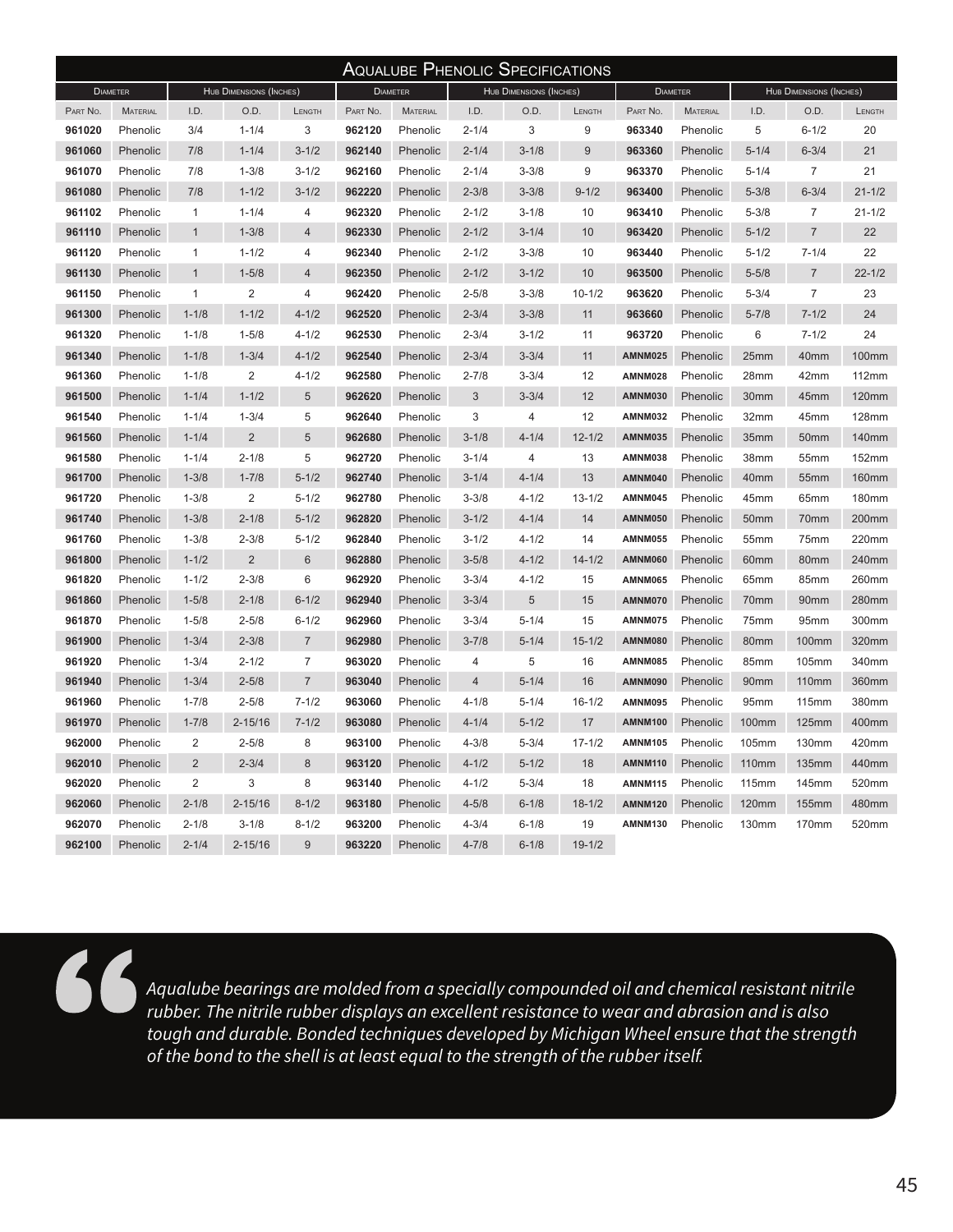## Aqualube Phenolic Specifications

| Diameter | | Hub Dimensions (Inches) | | | Diameter | | Hub Dimensions (Inches) | | | Diameter | | Hub Dimensions (Inches) | | |
|---|---|---|---|---|---|---|---|---|---|---|---|---|---|---|
| Part No. | Material | I.D. | O.D. | Length | Part No. | Material | I.D. | O.D. | Length | Part No. | Material | I.D. | O.D. | Length |
| **961020** | Phenolic | 3/4 | 1-1/4 | 3 | **962120** | Phenolic | 2-1/4 | 3 | 9 | **963340** | Phenolic | 5 | 6-1/2 | 20 |
| **961060** | Phenolic | 7/8 | 1-1/4 | 3-1/2 | **962140** | Phenolic | 2-1/4 | 3-1/8 | 9 | **963360** | Phenolic | 5-1/4 | 6-3/4 | 21 |
| **961070** | Phenolic | 7/8 | 1-3/8 | 3-1/2 | **962160** | Phenolic | 2-1/4 | 3-3/8 | 9 | **963370** | Phenolic | 5-1/4 | 7 | 21 |
| **961080** | Phenolic | 7/8 | 1-1/2 | 3-1/2 | **962220** | Phenolic | 2-3/8 | 3-3/8 | 9-1/2 | **963400** | Phenolic | 5-3/8 | 6-3/4 | 21-1/2 |
| **961102** | Phenolic | 1 | 1-1/4 | 4 | **962320** | Phenolic | 2-1/2 | 3-1/8 | 10 | **963410** | Phenolic | 5-3/8 | 7 | 21-1/2 |
| **961110** | Phenolic | 1 | 1-3/8 | 4 | **962330** | Phenolic | 2-1/2 | 3-1/4 | 10 | **963420** | Phenolic | 5-1/2 | 7 | 22 |
| **961120** | Phenolic | 1 | 1-1/2 | 4 | **962340** | Phenolic | 2-1/2 | 3-3/8 | 10 | **963440** | Phenolic | 5-1/2 | 7-1/4 | 22 |
| **961130** | Phenolic | 1 | 1-5/8 | 4 | **962350** | Phenolic | 2-1/2 | 3-1/2 | 10 | **963500** | Phenolic | 5-5/8 | 7 | 22-1/2 |
| **961150** | Phenolic | 1 | 2 | 4 | **962420** | Phenolic | 2-5/8 | 3-3/8 | 10-1/2 | **963620** | Phenolic | 5-3/4 | 7 | 23 |
| **961300** | Phenolic | 1-1/8 | 1-1/2 | 4-1/2 | **962520** | Phenolic | 2-3/4 | 3-3/8 | 11 | **963660** | Phenolic | 5-7/8 | 7-1/2 | 24 |
| **961320** | Phenolic | 1-1/8 | 1-5/8 | 4-1/2 | **962530** | Phenolic | 2-3/4 | 3-1/2 | 11 | **963720** | Phenolic | 6 | 7-1/2 | 24 |
| **961340** | Phenolic | 1-1/8 | 1-3/4 | 4-1/2 | **962540** | Phenolic | 2-3/4 | 3-3/4 | 11 | **AMNM025** | Phenolic | 25mm | 40mm | 100mm |
| **961360** | Phenolic | 1-1/8 | 2 | 4-1/2 | **962580** | Phenolic | 2-7/8 | 3-3/4 | 12 | **AMNM028** | Phenolic | 28mm | 42mm | 112mm |
| **961500** | Phenolic | 1-1/4 | 1-1/2 | 5 | **962620** | Phenolic | 3 | 3-3/4 | 12 | **AMNM030** | Phenolic | 30mm | 45mm | 120mm |
| **961540** | Phenolic | 1-1/4 | 1-3/4 | 5 | **962640** | Phenolic | 3 | 4 | 12 | **AMNM032** | Phenolic | 32mm | 45mm | 128mm |
| **961560** | Phenolic | 1-1/4 | 2 | 5 | **962680** | Phenolic | 3-1/8 | 4-1/4 | 12-1/2 | **AMNM035** | Phenolic | 35mm | 50mm | 140mm |
| **961580** | Phenolic | 1-1/4 | 2-1/8 | 5 | **962720** | Phenolic | 3-1/4 | 4 | 13 | **AMNM038** | Phenolic | 38mm | 55mm | 152mm |
| **961700** | Phenolic | 1-3/8 | 1-7/8 | 5-1/2 | **962740** | Phenolic | 3-1/4 | 4-1/4 | 13 | **AMNM040** | Phenolic | 40mm | 55mm | 160mm |
| **961720** | Phenolic | 1-3/8 | 2 | 5-1/2 | **962780** | Phenolic | 3-3/8 | 4-1/2 | 13-1/2 | **AMNM045** | Phenolic | 45mm | 65mm | 180mm |
| **961740** | Phenolic | 1-3/8 | 2-1/8 | 5-1/2 | **962820** | Phenolic | 3-1/2 | 4-1/4 | 14 | **AMNM050** | Phenolic | 50mm | 70mm | 200mm |
| **961760** | Phenolic | 1-3/8 | 2-3/8 | 5-1/2 | **962840** | Phenolic | 3-1/2 | 4-1/2 | 14 | **AMNM055** | Phenolic | 55mm | 75mm | 220mm |
| **961800** | Phenolic | 1-1/2 | 2 | 6 | **962880** | Phenolic | 3-5/8 | 4-1/2 | 14-1/2 | **AMNM060** | Phenolic | 60mm | 80mm | 240mm |
| **961820** | Phenolic | 1-1/2 | 2-3/8 | 6 | **962920** | Phenolic | 3-3/4 | 4-1/2 | 15 | **AMNM065** | Phenolic | 65mm | 85mm | 260mm |
| **961860** | Phenolic | 1-5/8 | 2-1/8 | 6-1/2 | **962940** | Phenolic | 3-3/4 | 5 | 15 | **AMNM070** | Phenolic | 70mm | 90mm | 280mm |
| **961870** | Phenolic | 1-5/8 | 2-5/8 | 6-1/2 | **962960** | Phenolic | 3-3/4 | 5-1/4 | 15 | **AMNM075** | Phenolic | 75mm | 95mm | 300mm |
| **961900** | Phenolic | 1-3/4 | 2-3/8 | 7 | **962980** | Phenolic | 3-7/8 | 5-1/4 | 15-1/2 | **AMNM080** | Phenolic | 80mm | 100mm | 320mm |
| **961920** | Phenolic | 1-3/4 | 2-1/2 | 7 | **963020** | Phenolic | 4 | 5 | 16 | **AMNM085** | Phenolic | 85mm | 105mm | 340mm |
| **961940** | Phenolic | 1-3/4 | 2-5/8 | 7 | **963040** | Phenolic | 4 | 5-1/4 | 16 | **AMNM090** | Phenolic | 90mm | 110mm | 360mm |
| **961960** | Phenolic | 1-7/8 | 2-5/8 | 7-1/2 | **963060** | Phenolic | 4-1/8 | 5-1/4 | 16-1/2 | **AMNM095** | Phenolic | 95mm | 115mm | 380mm |
| **961970** | Phenolic | 1-7/8 | 2-15/16 | 7-1/2 | **963080** | Phenolic | 4-1/4 | 5-1/2 | 17 | **AMNM100** | Phenolic | 100mm | 125mm | 400mm |
| **962000** | Phenolic | 2 | 2-5/8 | 8 | **963100** | Phenolic | 4-3/8 | 5-3/4 | 17-1/2 | **AMNM105** | Phenolic | 105mm | 130mm | 420mm |
| **962010** | Phenolic | 2 | 2-3/4 | 8 | **963120** | Phenolic | 4-1/2 | 5-1/2 | 18 | **AMNM110** | Phenolic | 110mm | 135mm | 440mm |
| **962020** | Phenolic | 2 | 3 | 8 | **963140** | Phenolic | 4-1/2 | 5-3/4 | 18 | **AMNM115** | Phenolic | 115mm | 145mm | 520mm |
| **962060** | Phenolic | 2-1/8 | 2-15/16 | 8-1/2 | **963180** | Phenolic | 4-5/8 | 6-1/8 | 18-1/2 | **AMNM120** | Phenolic | 120mm | 155mm | 480mm |
| **962070** | Phenolic | 2-1/8 | 3-1/8 | 8-1/2 | **963200** | Phenolic | 4-3/4 | 6-1/8 | 19 | **AMNM130** | Phenolic | 130mm | 170mm | 520mm |
| **962100** | Phenolic | 2-1/4 | 2-15/16 | 9 | **963220** | Phenolic | 4-7/8 | 6-1/8 | 19-1/2 | | | | | |

*Aqualube bearings are molded from a specially compounded oil and chemical resistant nitrile rubber. The nitrile rubber displays an excellent resistance to wear and abrasion and is also tough and durable. Bonded techniques developed by Michigan Wheel ensure that the strength of the bond to the shell is at least equal to the strength of the rubber itself.*